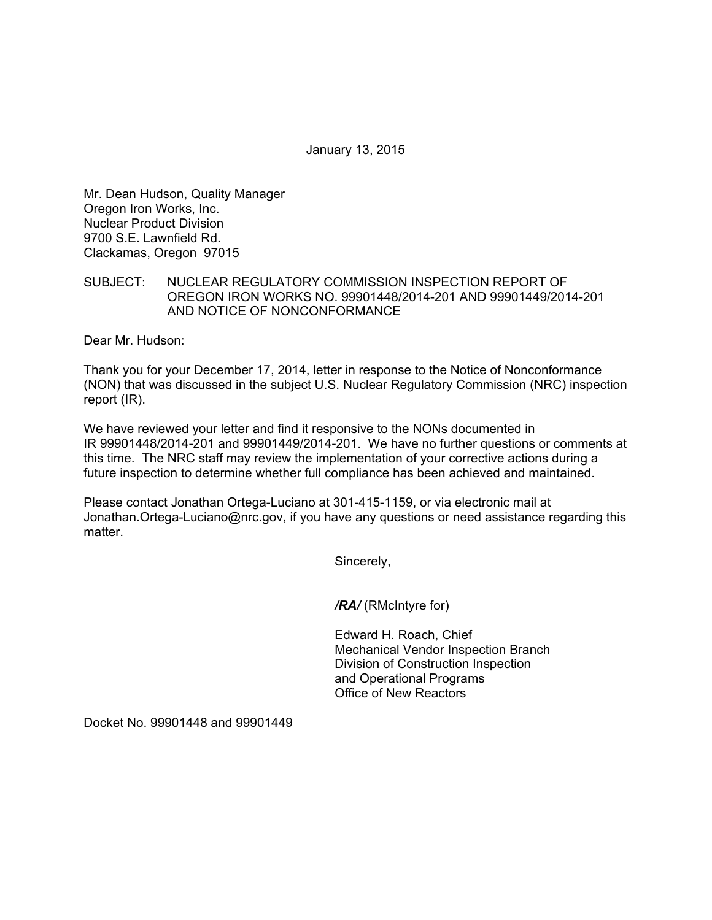January 13, 2015

Mr. Dean Hudson, Quality Manager
Oregon Iron Works, Inc.
Nuclear Product Division
9700 S.E. Lawnfield Rd.
Clackamas, Oregon 97015

SUBJECT: NUCLEAR REGULATORY COMMISSION INSPECTION REPORT OF OREGON IRON WORKS NO. 99901448/2014-201 AND 99901449/2014-201 AND NOTICE OF NONCONFORMANCE

Dear Mr. Hudson:

Thank you for your December 17, 2014, letter in response to the Notice of Nonconformance (NON) that was discussed in the subject U.S. Nuclear Regulatory Commission (NRC) inspection report (IR).

We have reviewed your letter and find it responsive to the NONs documented in IR 99901448/2014-201 and 99901449/2014-201. We have no further questions or comments at this time. The NRC staff may review the implementation of your corrective actions during a future inspection to determine whether full compliance has been achieved and maintained.

Please contact Jonathan Ortega-Luciano at 301-415-1159, or via electronic mail at Jonathan.Ortega-Luciano@nrc.gov, if you have any questions or need assistance regarding this matter.

Sincerely,

***/RA/*** (RMcIntyre for)

Edward H. Roach, Chief
Mechanical Vendor Inspection Branch
Division of Construction Inspection
and Operational Programs
Office of New Reactors

Docket No. 99901448 and 99901449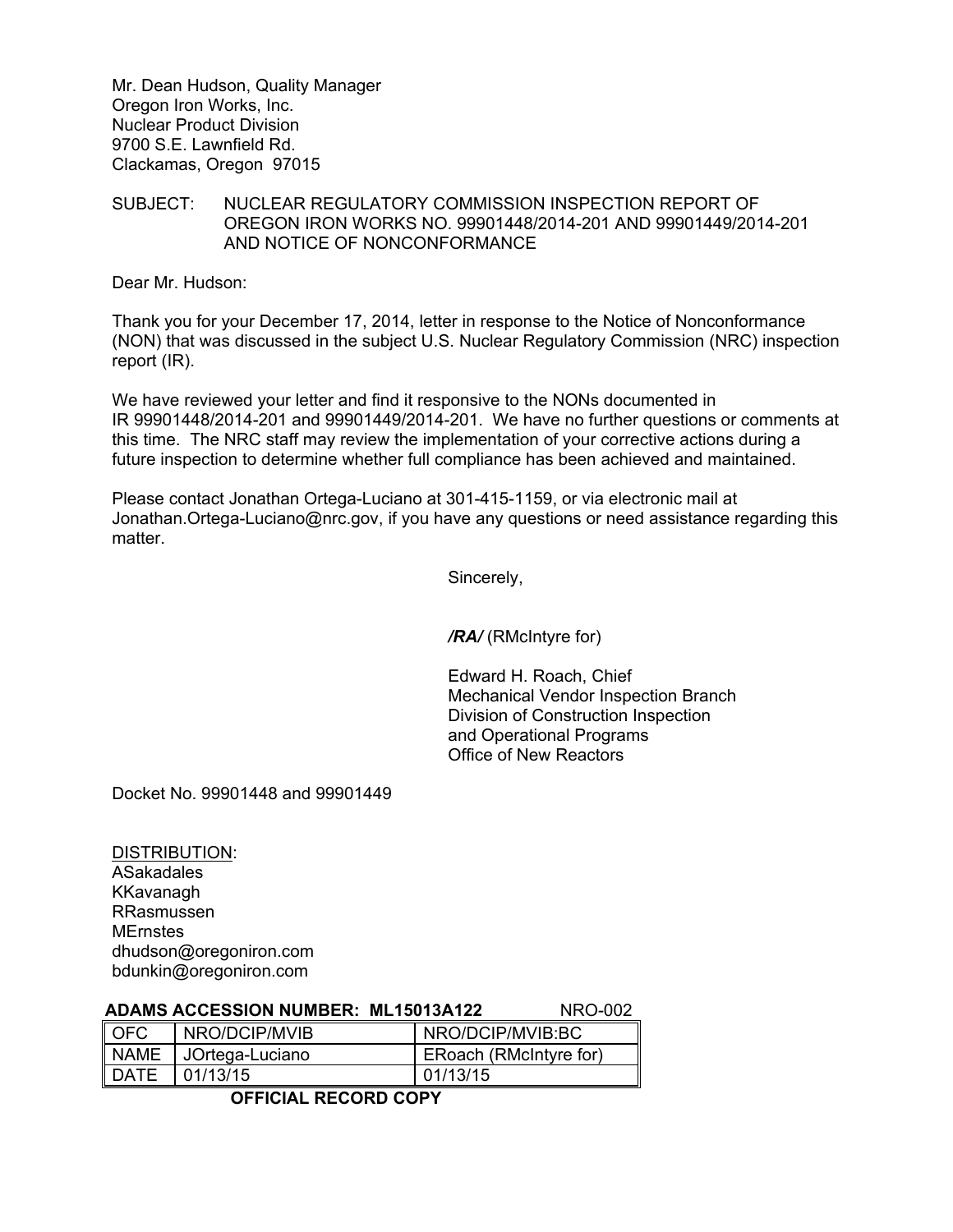Mr. Dean Hudson, Quality Manager
Oregon Iron Works, Inc.
Nuclear Product Division
9700 S.E. Lawnfield Rd.
Clackamas, Oregon 97015

SUBJECT: NUCLEAR REGULATORY COMMISSION INSPECTION REPORT OF OREGON IRON WORKS NO. 99901448/2014-201 AND 99901449/2014-201 AND NOTICE OF NONCONFORMANCE

Dear Mr. Hudson:

Thank you for your December 17, 2014, letter in response to the Notice of Nonconformance (NON) that was discussed in the subject U.S. Nuclear Regulatory Commission (NRC) inspection report (IR).

We have reviewed your letter and find it responsive to the NONs documented in IR 99901448/2014-201 and 99901449/2014-201. We have no further questions or comments at this time. The NRC staff may review the implementation of your corrective actions during a future inspection to determine whether full compliance has been achieved and maintained.

Please contact Jonathan Ortega-Luciano at 301-415-1159, or via electronic mail at Jonathan.Ortega-Luciano@nrc.gov, if you have any questions or need assistance regarding this matter.

Sincerely,

***/RA/*** (RMcIntyre for)

Edward H. Roach, Chief
Mechanical Vendor Inspection Branch
Division of Construction Inspection
and Operational Programs
Office of New Reactors

Docket No. 99901448 and 99901449

DISTRIBUTION:
ASakadales
KKavanagh
RRasmussen
MErnstes
dhudson@oregoniron.com
bdunkin@oregoniron.com

**ADAMS ACCESSION NUMBER: ML15013A122** NRO-002

| | | |
|---|---|---|
| OFC | NRO/DCIP/MVIB | NRO/DCIP/MVIB:BC |
| NAME | JOrtega-Luciano | ERoach (RMcIntyre for) |
| DATE | 01/13/15 | 01/13/15 |

**OFFICIAL RECORD COPY**